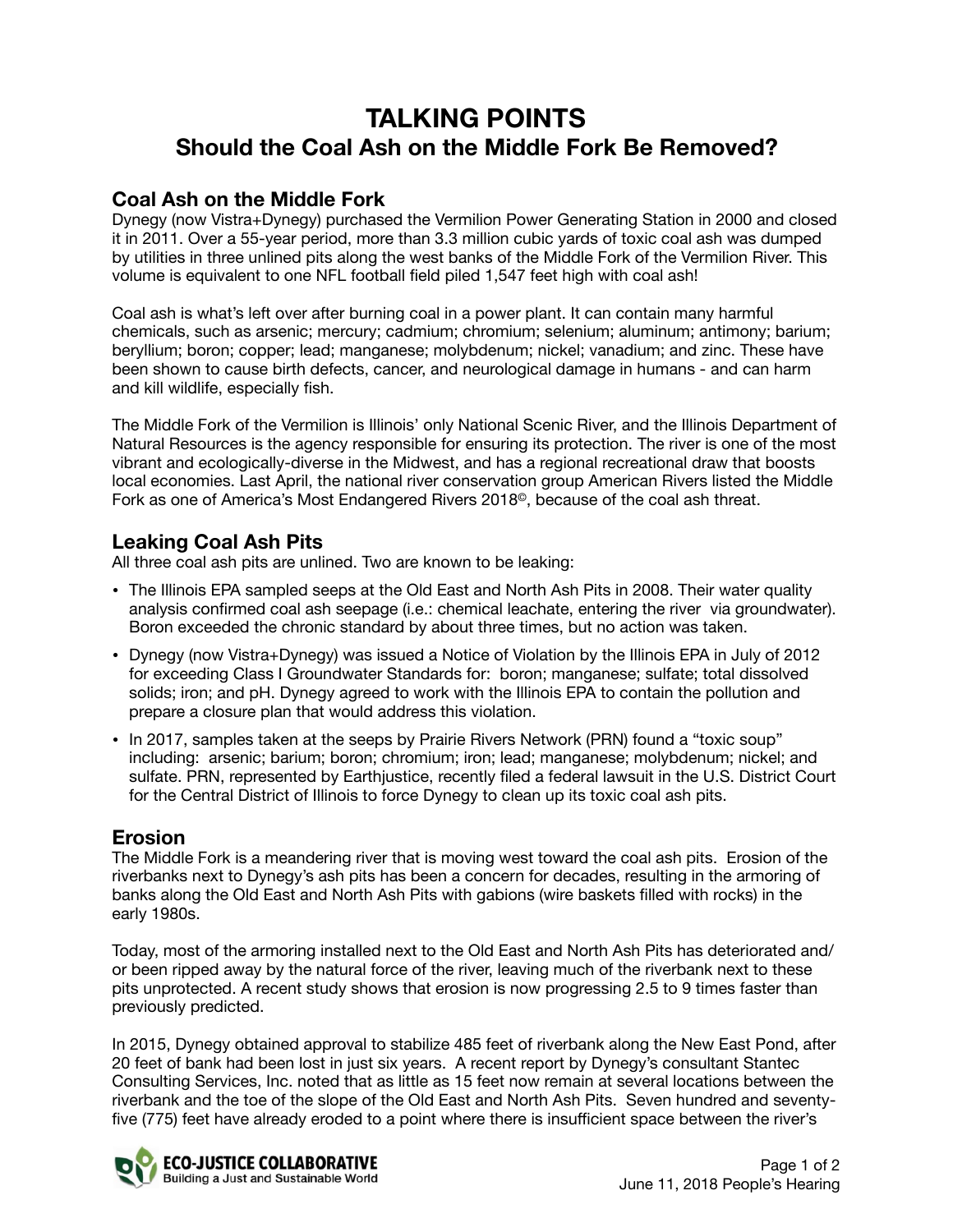# TALKING POINTS

## Should the Coal Ash on the Middle Fork Be Removed?

### Coal Ash on the Middle Fork

Dynegy (now Vistra+Dynegy) purchased the Vermilion Power Generating Station in 2000 and closed it in 2011. Over a 55-year period, more than 3.3 million cubic yards of toxic coal ash was dumped by utilities in three unlined pits along the west banks of the Middle Fork of the Vermilion River. This volume is equivalent to one NFL football field piled 1,547 feet high with coal ash!

Coal ash is what's left over after burning coal in a power plant. It can contain many harmful chemicals, such as arsenic; mercury; cadmium; chromium; selenium; aluminum; antimony; barium; beryllium; boron; copper; lead; manganese; molybdenum; nickel; vanadium; and zinc. These have been shown to cause birth defects, cancer, and neurological damage in humans - and can harm and kill wildlife, especially fish.

The Middle Fork of the Vermilion is Illinois' only National Scenic River, and the Illinois Department of Natural Resources is the agency responsible for ensuring its protection. The river is one of the most vibrant and ecologically-diverse in the Midwest, and has a regional recreational draw that boosts local economies. Last April, the national river conservation group American Rivers listed the Middle Fork as one of America's Most Endangered Rivers 2018©, because of the coal ash threat.

### Leaking Coal Ash Pits

All three coal ash pits are unlined. Two are known to be leaking:

- The Illinois EPA sampled seeps at the Old East and North Ash Pits in 2008. Their water quality analysis confirmed coal ash seepage (i.e.: chemical leachate, entering the river via groundwater). Boron exceeded the chronic standard by about three times, but no action was taken.
- Dynegy (now Vistra+Dynegy) was issued a Notice of Violation by the Illinois EPA in July of 2012 for exceeding Class I Groundwater Standards for: boron; manganese; sulfate; total dissolved solids; iron; and pH. Dynegy agreed to work with the Illinois EPA to contain the pollution and prepare a closure plan that would address this violation.
- In 2017, samples taken at the seeps by Prairie Rivers Network (PRN) found a "toxic soup" including: arsenic; barium; boron; chromium; iron; lead; manganese; molybdenum; nickel; and sulfate. PRN, represented by Earthjustice, recently filed a federal lawsuit in the U.S. District Court for the Central District of Illinois to force Dynegy to clean up its toxic coal ash pits.

### Erosion

The Middle Fork is a meandering river that is moving west toward the coal ash pits. Erosion of the riverbanks next to Dynegy's ash pits has been a concern for decades, resulting in the armoring of banks along the Old East and North Ash Pits with gabions (wire baskets filled with rocks) in the early 1980s.

Today, most of the armoring installed next to the Old East and North Ash Pits has deteriorated and/or been ripped away by the natural force of the river, leaving much of the riverbank next to these pits unprotected. A recent study shows that erosion is now progressing 2.5 to 9 times faster than previously predicted.

In 2015, Dynegy obtained approval to stabilize 485 feet of riverbank along the New East Pond, after 20 feet of bank had been lost in just six years. A recent report by Dynegy's consultant Stantec Consulting Services, Inc. noted that as little as 15 feet now remain at several locations between the riverbank and the toe of the slope of the Old East and North Ash Pits. Seven hundred and seventy-five (775) feet have already eroded to a point where there is insufficient space between the river's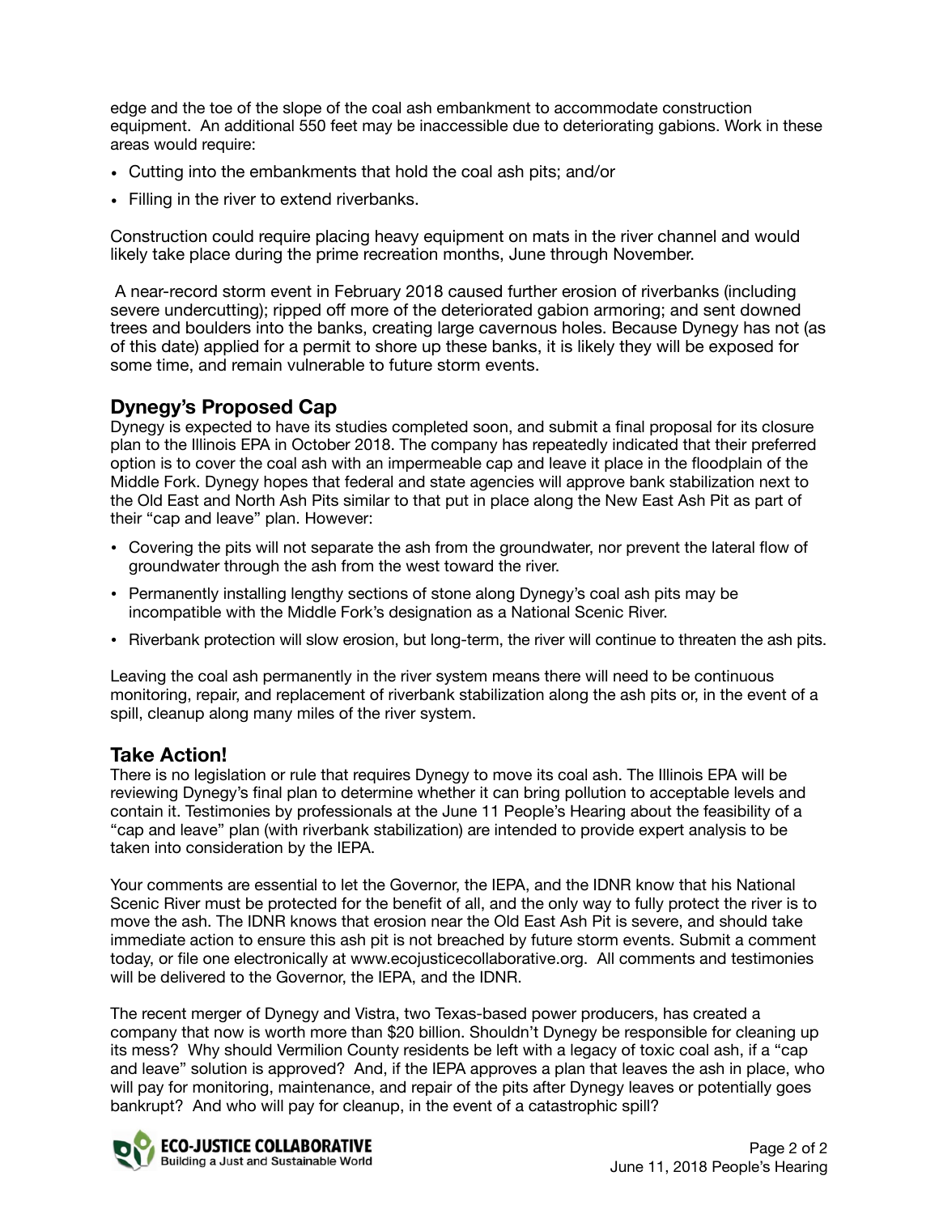edge and the toe of the slope of the coal ash embankment to accommodate construction equipment. An additional 550 feet may be inaccessible due to deteriorating gabions. Work in these areas would require:

- Cutting into the embankments that hold the coal ash pits; and/or
- Filling in the river to extend riverbanks.

Construction could require placing heavy equipment on mats in the river channel and would likely take place during the prime recreation months, June through November.

A near-record storm event in February 2018 caused further erosion of riverbanks (including severe undercutting); ripped off more of the deteriorated gabion armoring; and sent downed trees and boulders into the banks, creating large cavernous holes. Because Dynegy has not (as of this date) applied for a permit to shore up these banks, it is likely they will be exposed for some time, and remain vulnerable to future storm events.

## Dynegy's Proposed Cap

Dynegy is expected to have its studies completed soon, and submit a final proposal for its closure plan to the Illinois EPA in October 2018. The company has repeatedly indicated that their preferred option is to cover the coal ash with an impermeable cap and leave it place in the floodplain of the Middle Fork. Dynegy hopes that federal and state agencies will approve bank stabilization next to the Old East and North Ash Pits similar to that put in place along the New East Ash Pit as part of their "cap and leave" plan. However:

- Covering the pits will not separate the ash from the groundwater, nor prevent the lateral flow of groundwater through the ash from the west toward the river.
- Permanently installing lengthy sections of stone along Dynegy's coal ash pits may be incompatible with the Middle Fork's designation as a National Scenic River.
- Riverbank protection will slow erosion, but long-term, the river will continue to threaten the ash pits.

Leaving the coal ash permanently in the river system means there will need to be continuous monitoring, repair, and replacement of riverbank stabilization along the ash pits or, in the event of a spill, cleanup along many miles of the river system.

## Take Action!

There is no legislation or rule that requires Dynegy to move its coal ash. The Illinois EPA will be reviewing Dynegy's final plan to determine whether it can bring pollution to acceptable levels and contain it. Testimonies by professionals at the June 11 People's Hearing about the feasibility of a "cap and leave" plan (with riverbank stabilization) are intended to provide expert analysis to be taken into consideration by the IEPA.

Your comments are essential to let the Governor, the IEPA, and the IDNR know that his National Scenic River must be protected for the benefit of all, and the only way to fully protect the river is to move the ash. The IDNR knows that erosion near the Old East Ash Pit is severe, and should take immediate action to ensure this ash pit is not breached by future storm events. Submit a comment today, or file one electronically at www.ecojusticecollaborative.org. All comments and testimonies will be delivered to the Governor, the IEPA, and the IDNR.

The recent merger of Dynegy and Vistra, two Texas-based power producers, has created a company that now is worth more than $20 billion. Shouldn't Dynegy be responsible for cleaning up its mess? Why should Vermilion County residents be left with a legacy of toxic coal ash, if a "cap and leave" solution is approved? And, if the IEPA approves a plan that leaves the ash in place, who will pay for monitoring, maintenance, and repair of the pits after Dynegy leaves or potentially goes bankrupt? And who will pay for cleanup, in the event of a catastrophic spill?

ECO-JUSTICE COLLABORATIVE
Building a Just and Sustainable World

June 11, 2018 People's Hearing